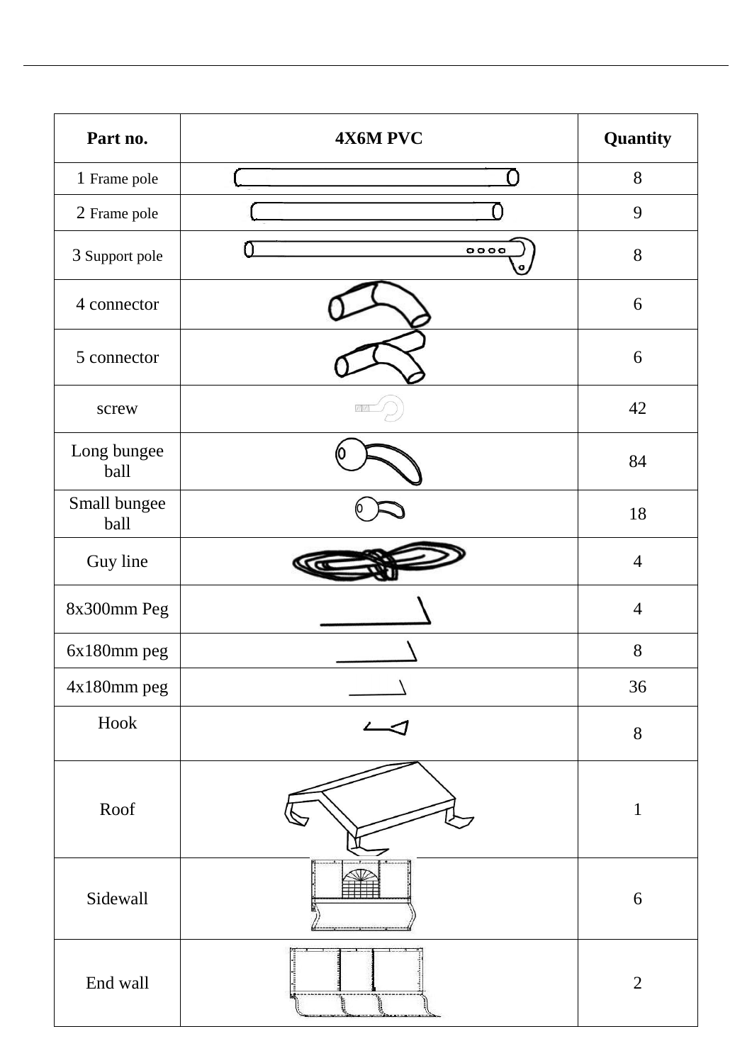| Part no. | 4X6M PVC | Quantity |
|---|---|---|
| 1 Frame pole | | 8 |
| 2 Frame pole | | 9 |
| 3 Support pole | | 8 |
| 4 connector | | 6 |
| 5 connector | | 6 |
| screw | | 42 |
| Long bungee ball | | 84 |
| Small bungee ball | | 18 |
| Guy line | | 4 |
| 8x300mm Peg | | 4 |
| 6x180mm peg | | 8 |
| 4x180mm peg | | 36 |
| Hook | | 8 |
| Roof | | 1 |
| Sidewall | | 6 |
| End wall | | 2 |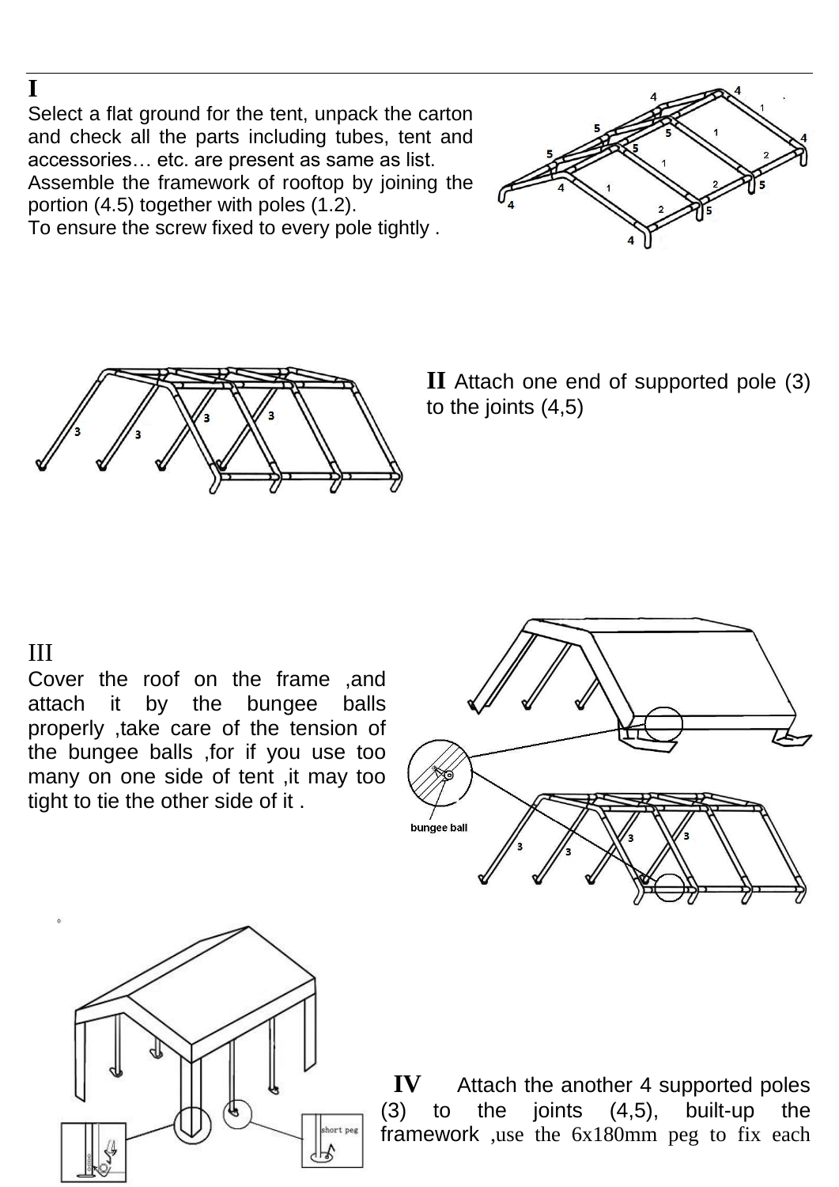**I**

Select a flat ground for the tent, unpack the carton and check all the parts including tubes, tent and accessories… etc. are present as same as list.
Assemble the framework of rooftop by joining the portion (4.5) together with poles (1.2).
To ensure the screw fixed to every pole tightly .

**II** Attach one end of supported pole (3) to the joints (4,5)

III
Cover the roof on the frame ,and attach it by the bungee balls properly ,take care of the tension of the bungee balls ,for if you use too many on one side of tent ,it may too tight to tie the other side of it .

**IV** Attach the another 4 supported poles (3) to the joints (4,5), built-up the framework ,use the 6x180mm peg to fix each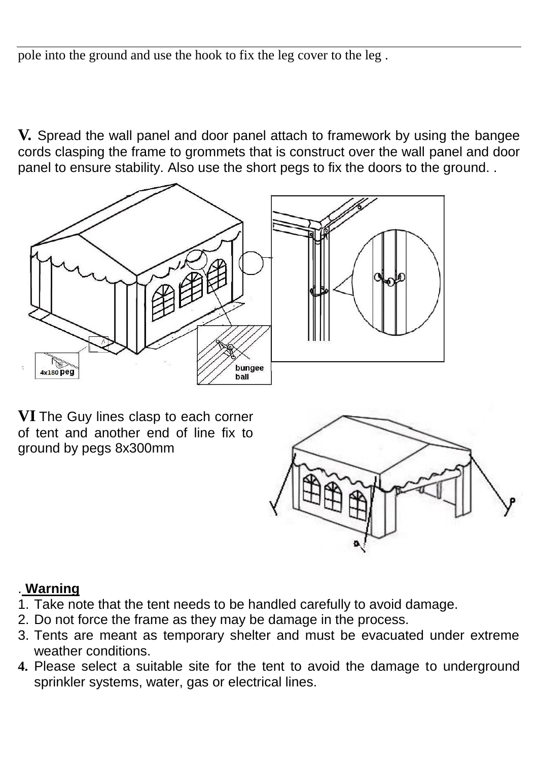pole into the ground and use the hook to fix the leg cover to the leg .

**V.** Spread the wall panel and door panel attach to framework by using the bangee cords clasping the frame to grommets that is construct over the wall panel and door panel to ensure stability. Also use the short pegs to fix the doors to the ground. .

4x180 peg

bungee ball

**VI** The Guy lines clasp to each corner of tent and another end of line fix to ground by pegs 8x300mm

. **Warning**

1. Take note that the tent needs to be handled carefully to avoid damage.
2. Do not force the frame as they may be damage in the process.
3. Tents are meant as temporary shelter and must be evacuated under extreme weather conditions.
4. Please select a suitable site for the tent to avoid the damage to underground sprinkler systems, water, gas or electrical lines.